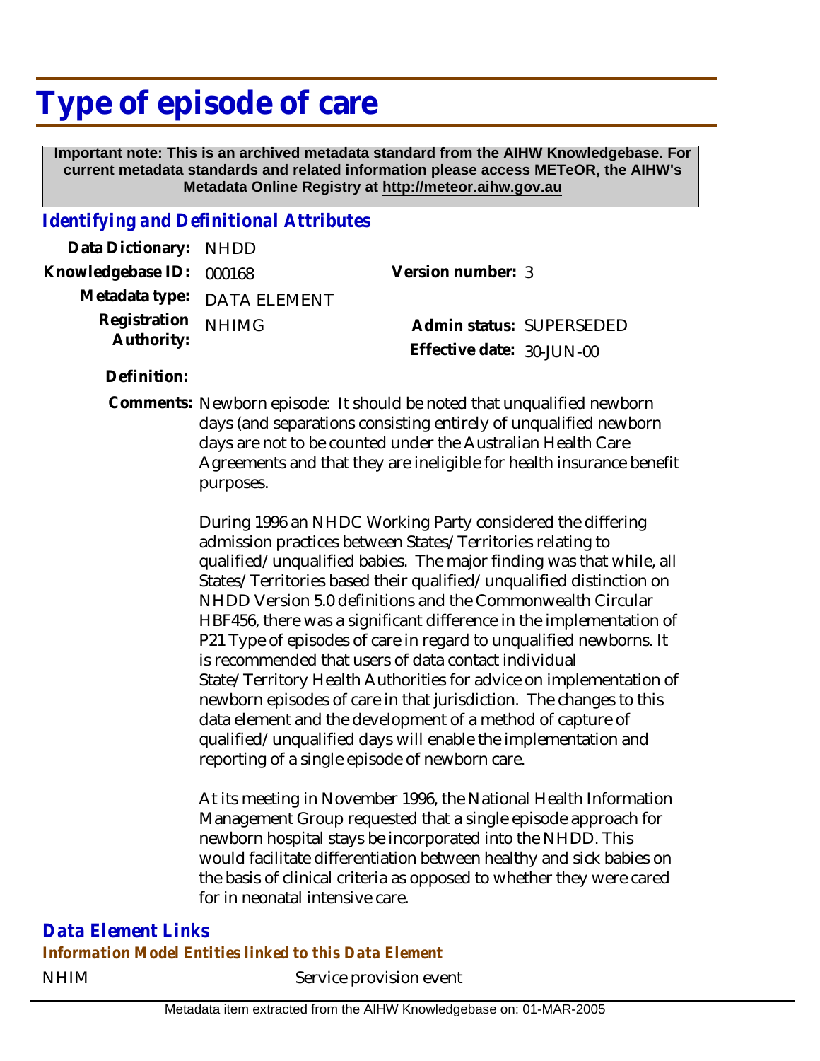# Type of episode of care

**Important note: This is an archived metadata standard from the AIHW Knowledgebase. For current metadata standards and related information please access METeOR, the AIHW's Metadata Online Registry at http://meteor.aihw.gov.au**

## *Identifying and Definitional Attributes*

**Data Dictionary:** NHDD

**Knowledgebase ID:** 000168

**Version number:** 3

**Metadata type:** DATA ELEMENT

**Registration Authority:** NHIMG

**Admin status:** SUPERSEDED

**Effective date:** 30-JUN-00

**Definition:**

**Comments:** Newborn episode: It should be noted that unqualified newborn days (and separations consisting entirely of unqualified newborn days are not to be counted under the Australian Health Care Agreements and that they are ineligible for health insurance benefit purposes.

During 1996 an NHDC Working Party considered the differing admission practices between States/Territories relating to qualified/unqualified babies. The major finding was that while, all States/Territories based their qualified/unqualified distinction on NHDD Version 5.0 definitions and the Commonwealth Circular HBF456, there was a significant difference in the implementation of P21 Type of episodes of care in regard to unqualified newborns. It is recommended that users of data contact individual State/Territory Health Authorities for advice on implementation of newborn episodes of care in that jurisdiction. The changes to this data element and the development of a method of capture of qualified/unqualified days will enable the implementation and reporting of a single episode of newborn care.

At its meeting in November 1996, the National Health Information Management Group requested that a single episode approach for newborn hospital stays be incorporated into the NHDD. This would facilitate differentiation between healthy and sick babies on the basis of clinical criteria as opposed to whether they were cared for in neonatal intensive care.

## *Data Element Links*

### *Information Model Entities linked to this Data Element*

NHIM — Service provision event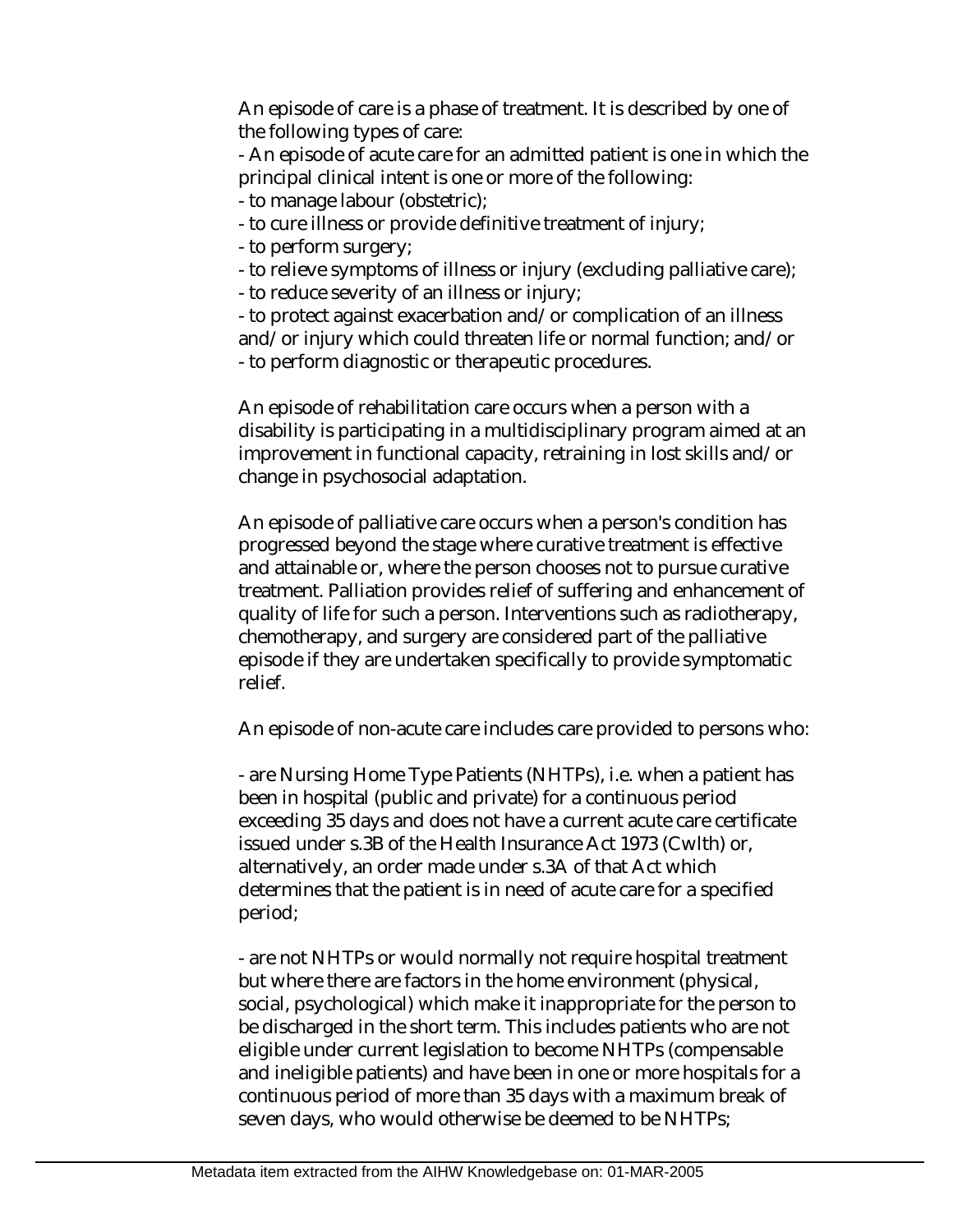An episode of care is a phase of treatment. It is described by one of the following types of care:

- An episode of acute care for an admitted patient is one in which the principal clinical intent is one or more of the following:
- to manage labour (obstetric);
- to cure illness or provide definitive treatment of injury;
- to perform surgery;
- to relieve symptoms of illness or injury (excluding palliative care);
- to reduce severity of an illness or injury;
- to protect against exacerbation and/or complication of an illness and/or injury which could threaten life or normal function; and/or
- to perform diagnostic or therapeutic procedures.

An episode of rehabilitation care occurs when a person with a disability is participating in a multidisciplinary program aimed at an improvement in functional capacity, retraining in lost skills and/or change in psychosocial adaptation.

An episode of palliative care occurs when a person's condition has progressed beyond the stage where curative treatment is effective and attainable or, where the person chooses not to pursue curative treatment. Palliation provides relief of suffering and enhancement of quality of life for such a person. Interventions such as radiotherapy, chemotherapy, and surgery are considered part of the palliative episode if they are undertaken specifically to provide symptomatic relief.

An episode of non-acute care includes care provided to persons who:

- are Nursing Home Type Patients (NHTPs), i.e. when a patient has been in hospital (public and private) for a continuous period exceeding 35 days and does not have a current acute care certificate issued under s.3B of the Health Insurance Act 1973 (Cwlth) or, alternatively, an order made under s.3A of that Act which determines that the patient is in need of acute care for a specified period;

- are not NHTPs or would normally not require hospital treatment but where there are factors in the home environment (physical, social, psychological) which make it inappropriate for the person to be discharged in the short term. This includes patients who are not eligible under current legislation to become NHTPs (compensable and ineligible patients) and have been in one or more hospitals for a continuous period of more than 35 days with a maximum break of seven days, who would otherwise be deemed to be NHTPs;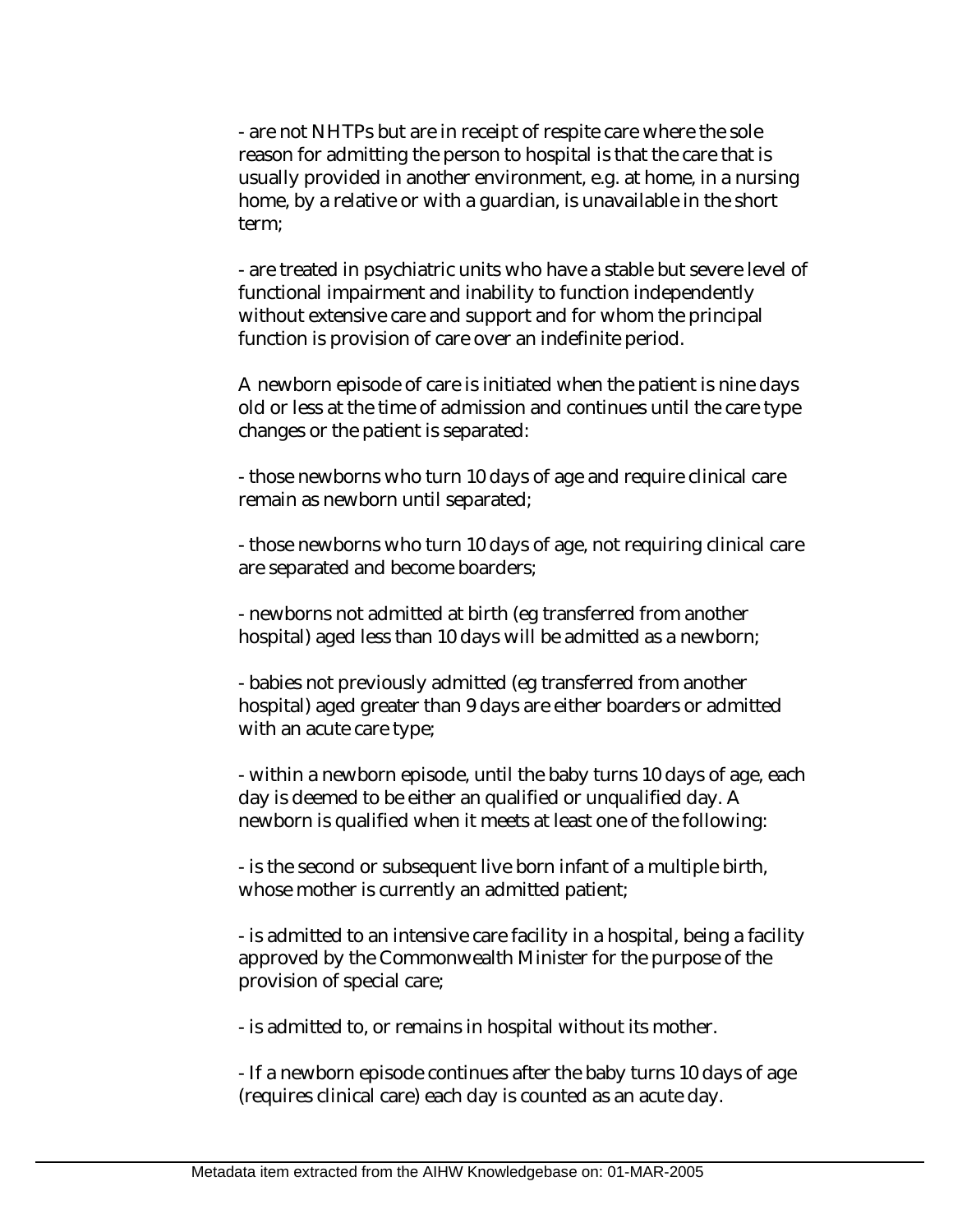- are not NHTPs but are in receipt of respite care where the sole reason for admitting the person to hospital is that the care that is usually provided in another environment, e.g. at home, in a nursing home, by a relative or with a guardian, is unavailable in the short term;

- are treated in psychiatric units who have a stable but severe level of functional impairment and inability to function independently without extensive care and support and for whom the principal function is provision of care over an indefinite period.

A newborn episode of care is initiated when the patient is nine days old or less at the time of admission and continues until the care type changes or the patient is separated:

- those newborns who turn 10 days of age and require clinical care remain as newborn until separated;

- those newborns who turn 10 days of age, not requiring clinical care are separated and become boarders;

- newborns not admitted at birth (eg transferred from another hospital) aged less than 10 days will be admitted as a newborn;

- babies not previously admitted (eg transferred from another hospital) aged greater than 9 days are either boarders or admitted with an acute care type;

- within a newborn episode, until the baby turns 10 days of age, each day is deemed to be either an qualified or unqualified day. A newborn is qualified when it meets at least one of the following:

- is the second or subsequent live born infant of a multiple birth, whose mother is currently an admitted patient;

- is admitted to an intensive care facility in a hospital, being a facility approved by the Commonwealth Minister for the purpose of the provision of special care;

- is admitted to, or remains in hospital without its mother.

- If a newborn episode continues after the baby turns 10 days of age (requires clinical care) each day is counted as an acute day.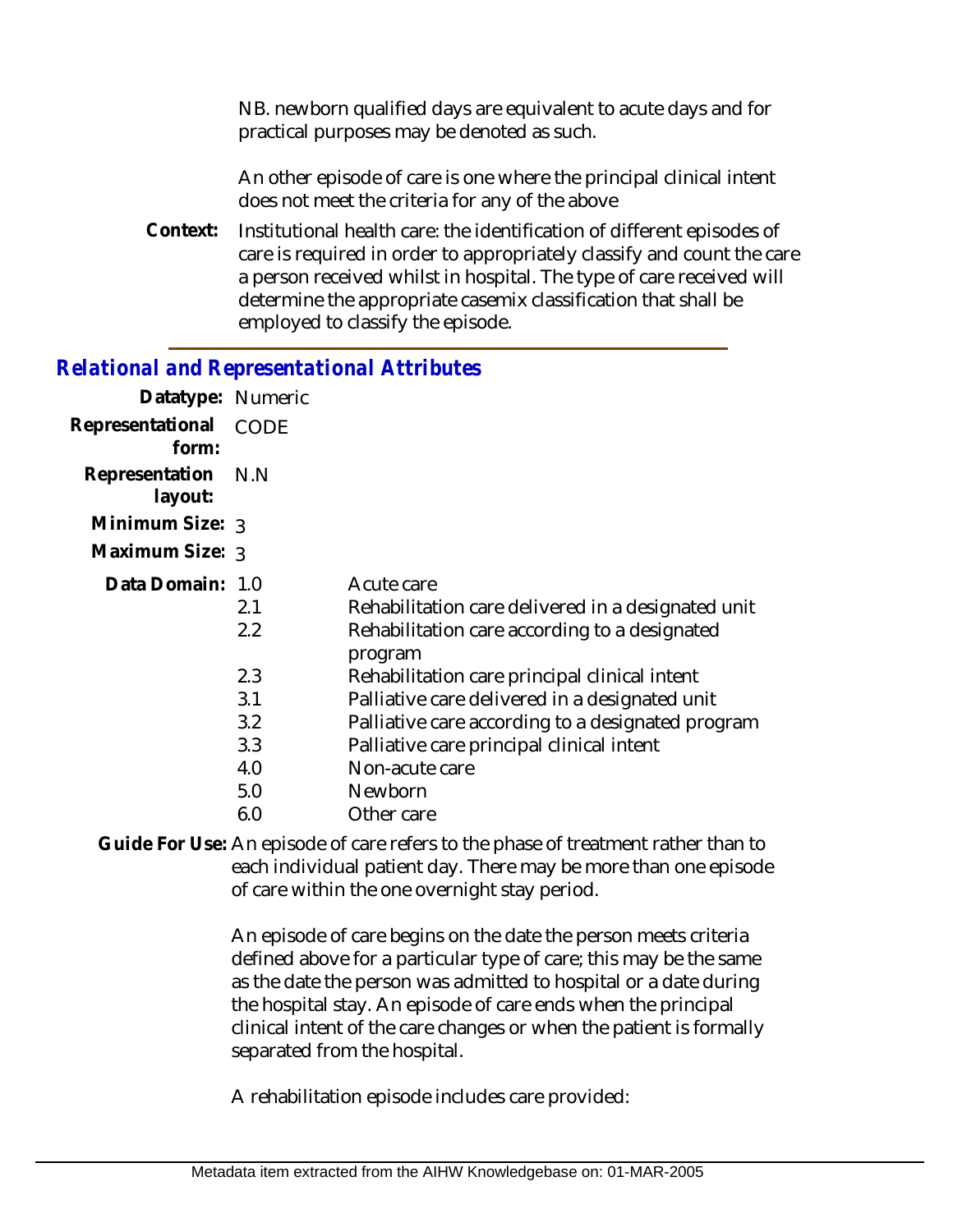NB. newborn qualified days are equivalent to acute days and for practical purposes may be denoted as such.

An other episode of care is one where the principal clinical intent does not meet the criteria for any of the above

**Context:** Institutional health care: the identification of different episodes of care is required in order to appropriately classify and count the care a person received whilst in hospital. The type of care received will determine the appropriate casemix classification that shall be employed to classify the episode.

## *Relational and Representational Attributes*

**Datatype:** Numeric

**Representational form:** CODE

**Representation layout:** N.N

**Minimum Size:** 3

**Maximum Size:** 3

**Data Domain:**

| Code | Description |
|---|---|
| 1.0 | Acute care |
| 2.1 | Rehabilitation care delivered in a designated unit |
| 2.2 | Rehabilitation care according to a designated program |
| 2.3 | Rehabilitation care principal clinical intent |
| 3.1 | Palliative care delivered in a designated unit |
| 3.2 | Palliative care according to a designated program |
| 3.3 | Palliative care principal clinical intent |
| 4.0 | Non-acute care |
| 5.0 | Newborn |
| 6.0 | Other care |

**Guide For Use:** An episode of care refers to the phase of treatment rather than to each individual patient day. There may be more than one episode of care within the one overnight stay period.

An episode of care begins on the date the person meets criteria defined above for a particular type of care; this may be the same as the date the person was admitted to hospital or a date during the hospital stay. An episode of care ends when the principal clinical intent of the care changes or when the patient is formally separated from the hospital.

A rehabilitation episode includes care provided: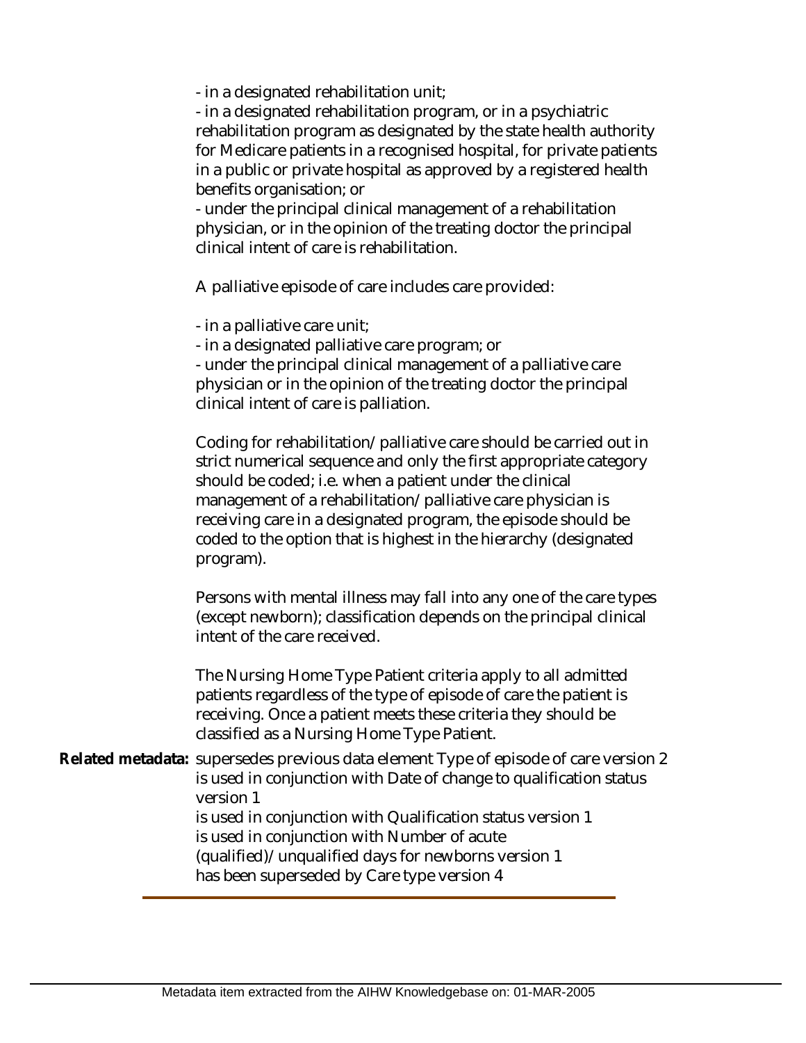- in a designated rehabilitation unit;
- in a designated rehabilitation program, or in a psychiatric rehabilitation program as designated by the state health authority for Medicare patients in a recognised hospital, for private patients in a public or private hospital as approved by a registered health benefits organisation; or
- under the principal clinical management of a rehabilitation physician, or in the opinion of the treating doctor the principal clinical intent of care is rehabilitation.

A palliative episode of care includes care provided:

- in a palliative care unit;
- in a designated palliative care program; or
- under the principal clinical management of a palliative care physician or in the opinion of the treating doctor the principal clinical intent of care is palliation.

Coding for rehabilitation/palliative care should be carried out in strict numerical sequence and only the first appropriate category should be coded; i.e. when a patient under the clinical management of a rehabilitation/palliative care physician is receiving care in a designated program, the episode should be coded to the option that is highest in the hierarchy (designated program).

Persons with mental illness may fall into any one of the care types (except newborn); classification depends on the principal clinical intent of the care received.

The Nursing Home Type Patient criteria apply to all admitted patients regardless of the type of episode of care the patient is receiving. Once a patient meets these criteria they should be classified as a Nursing Home Type Patient.

**Related metadata:** supersedes previous data element Type of episode of care version 2
is used in conjunction with Date of change to qualification status version 1
is used in conjunction with Qualification status version 1
is used in conjunction with Number of acute (qualified)/unqualified days for newborns version 1
has been superseded by Care type version 4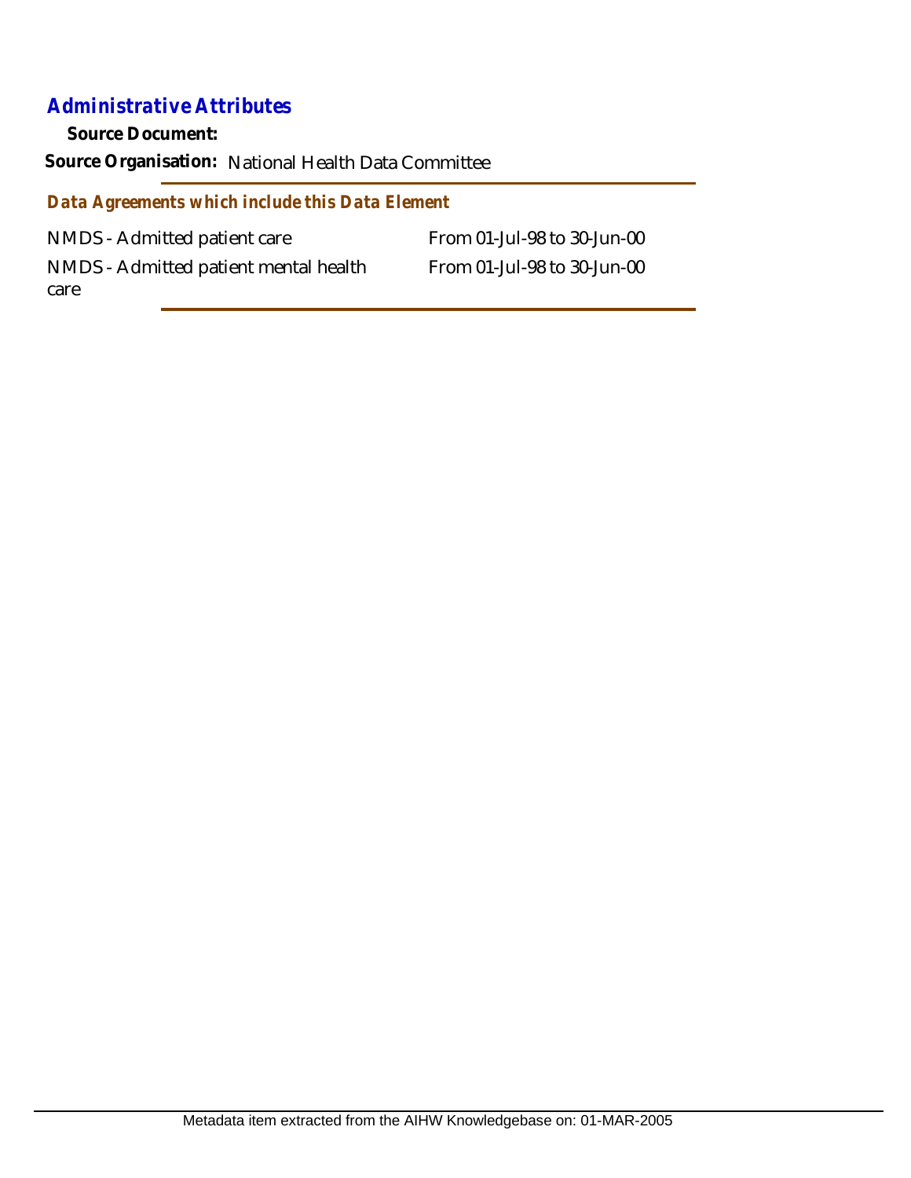## Administrative Attributes

**Source Document:**

**Source Organisation:** National Health Data Committee

### *Data Agreements which include this Data Element*

| | |
|---|---|
| NMDS - Admitted patient care | From 01-Jul-98 to 30-Jun-00 |
| NMDS - Admitted patient mental health care | From 01-Jul-98 to 30-Jun-00 |

Metadata item extracted from the AIHW Knowledgebase on: 01-MAR-2005